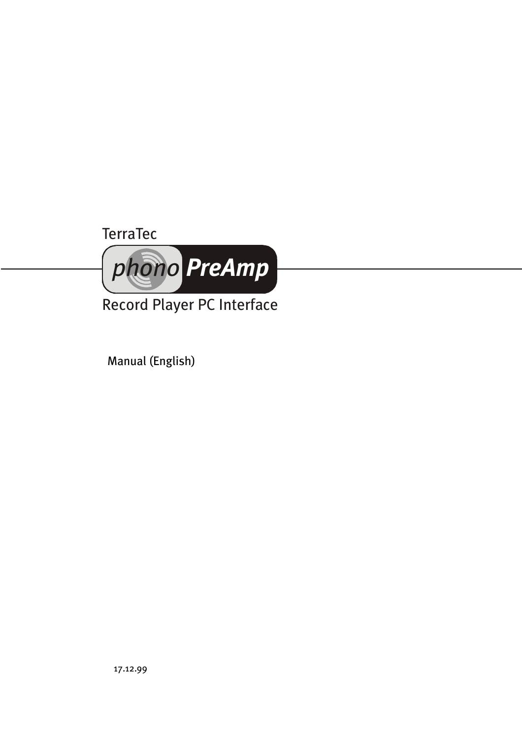TerraTec

# phono PreAmp

Record Player PC Interface

Manual (English)

17.12.99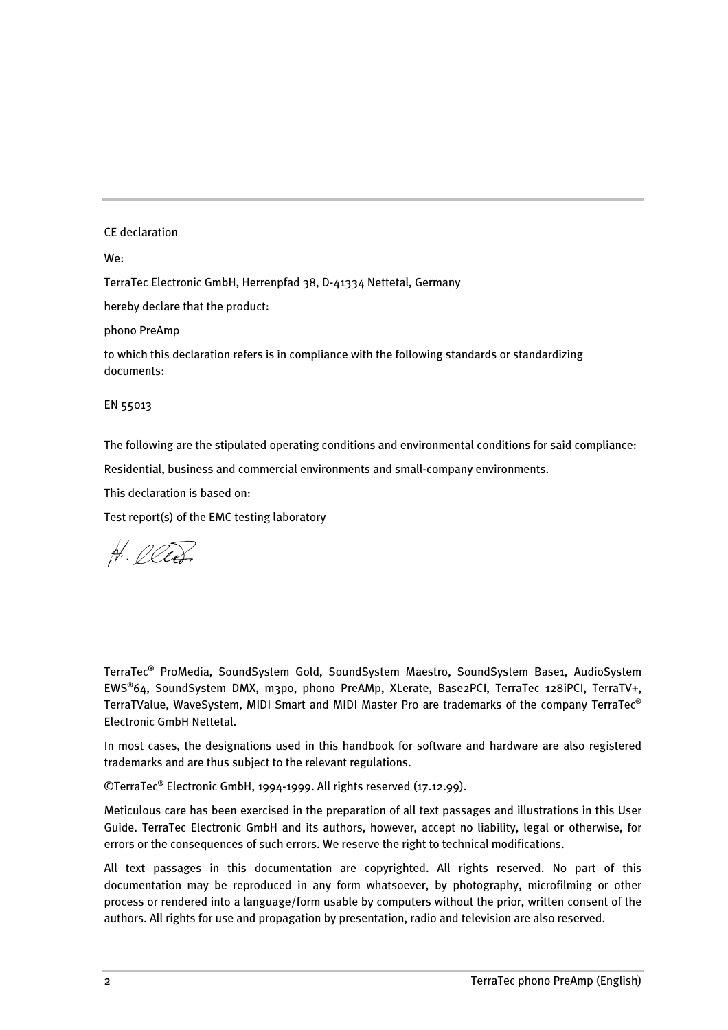CE declaration

We:

TerraTec Electronic GmbH, Herrenpfad 38, D-41334 Nettetal, Germany

hereby declare that the product:

phono PreAmp

to which this declaration refers is in compliance with the following standards or standardizing documents:

EN 55013

The following are the stipulated operating conditions and environmental conditions for said compliance:

Residential, business and commercial environments and small-company environments.

This declaration is based on:

Test report(s) of the EMC testing laboratory

TerraTec® ProMedia, SoundSystem Gold, SoundSystem Maestro, SoundSystem Base1, AudioSystem EWS®64, SoundSystem DMX, m3po, phono PreAMp, XLerate, Base2PCI, TerraTec 128iPCI, TerraTV+, TerraTValue, WaveSystem, MIDI Smart and MIDI Master Pro are trademarks of the company TerraTec® Electronic GmbH Nettetal.

In most cases, the designations used in this handbook for software and hardware are also registered trademarks and are thus subject to the relevant regulations.

©TerraTec® Electronic GmbH, 1994-1999. All rights reserved (17.12.99).

Meticulous care has been exercised in the preparation of all text passages and illustrations in this User Guide. TerraTec Electronic GmbH and its authors, however, accept no liability, legal or otherwise, for errors or the consequences of such errors. We reserve the right to technical modifications.

All text passages in this documentation are copyrighted. All rights reserved. No part of this documentation may be reproduced in any form whatsoever, by photography, microfilming or other process or rendered into a language/form usable by computers without the prior, written consent of the authors. All rights for use and propagation by presentation, radio and television are also reserved.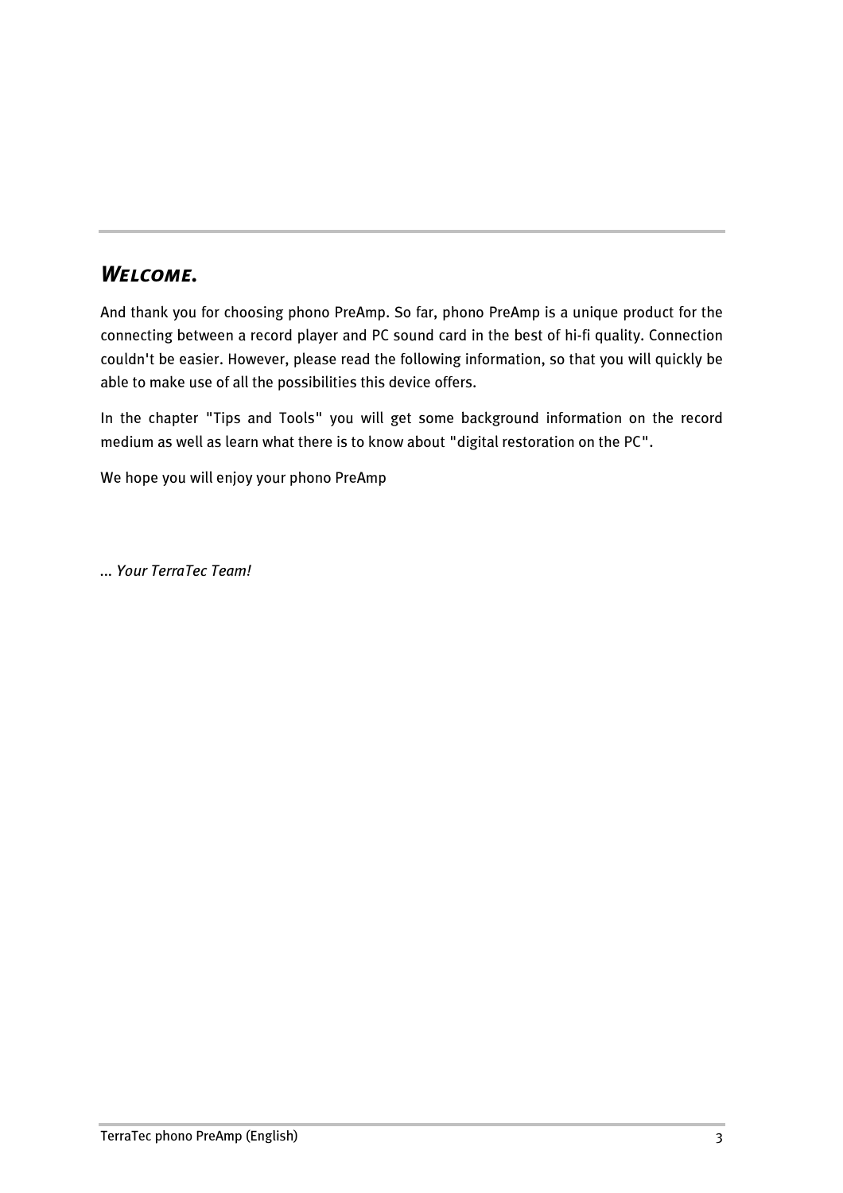## *Welcome.*

And thank you for choosing phono PreAmp. So far, phono PreAmp is a unique product for the connecting between a record player and PC sound card in the best of hi-fi quality. Connection couldn't be easier. However, please read the following information, so that you will quickly be able to make use of all the possibilities this device offers.

In the chapter "Tips and Tools" you will get some background information on the record medium as well as learn what there is to know about "digital restoration on the PC".

We hope you will enjoy your phono PreAmp

*... Your TerraTec Team!*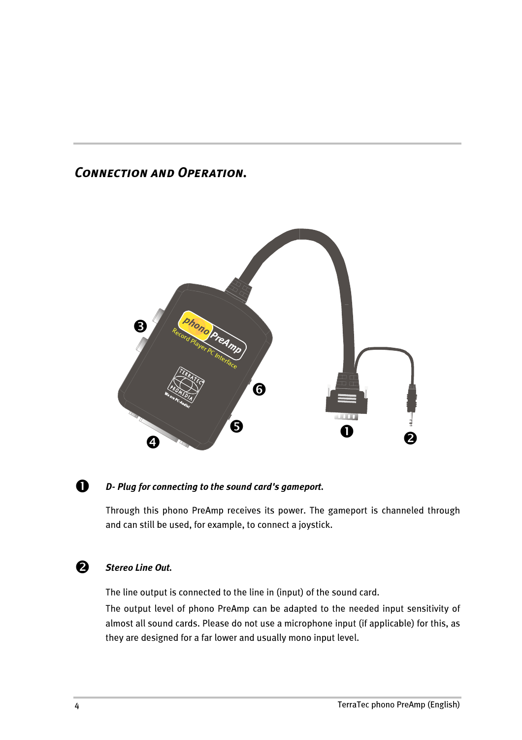## *Connection and Operation.*

❶ ***D- Plug for connecting to the sound card's gameport.***

Through this phono PreAmp receives its power. The gameport is channeled through and can still be used, for example, to connect a joystick.

❷ ***Stereo Line Out.***

The line output is connected to the line in (input) of the sound card.

The output level of phono PreAmp can be adapted to the needed input sensitivity of almost all sound cards. Please do not use a microphone input (if applicable) for this, as they are designed for a far lower and usually mono input level.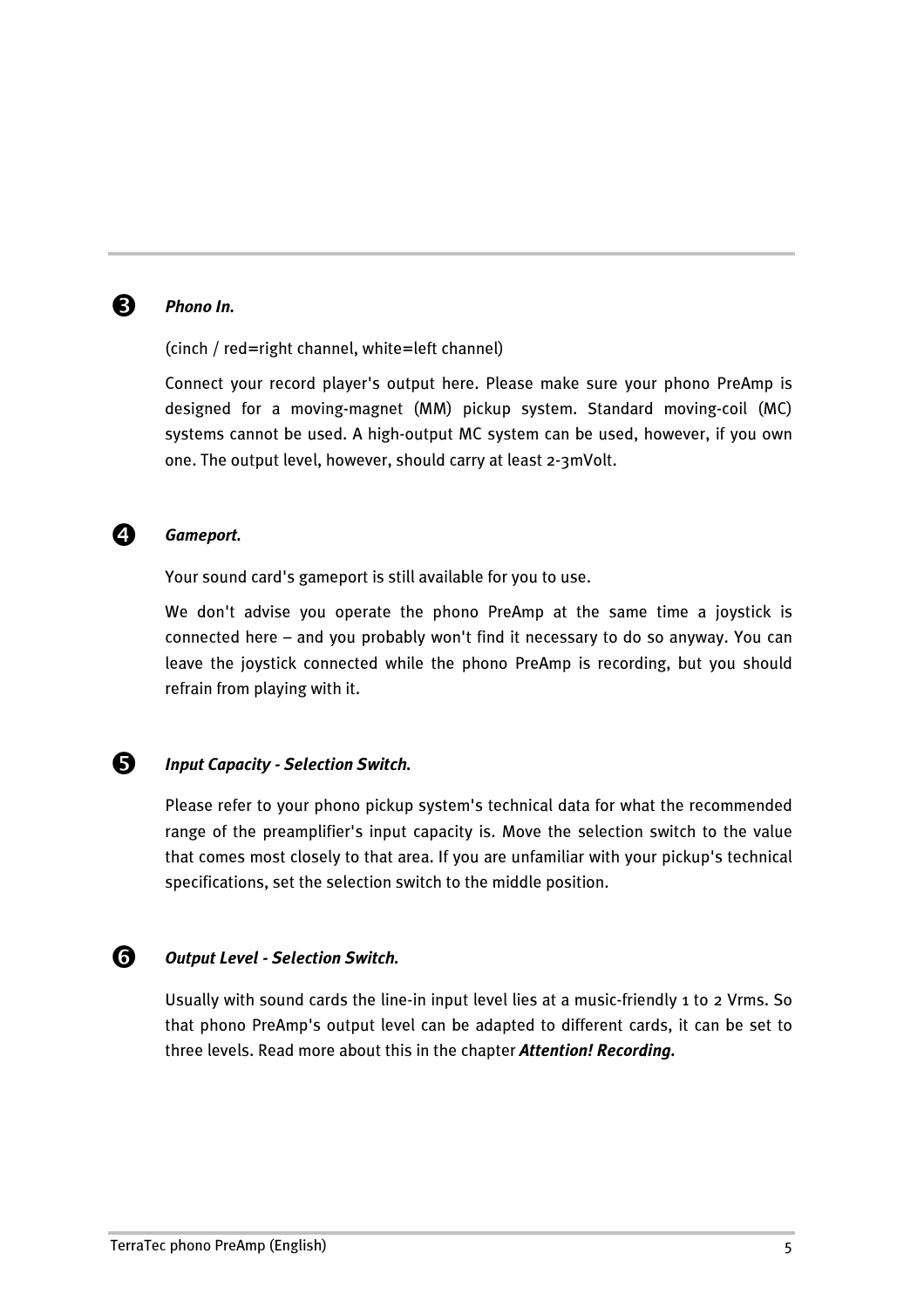❸ ***Phono In.***

(cinch / red=right channel, white=left channel)

Connect your record player's output here. Please make sure your phono PreAmp is designed for a moving-magnet (MM) pickup system. Standard moving-coil (MC) systems cannot be used. A high-output MC system can be used, however, if you own one. The output level, however, should carry at least 2-3mVolt.

❹ ***Gameport.***

Your sound card's gameport is still available for you to use.

We don't advise you operate the phono PreAmp at the same time a joystick is connected here – and you probably won't find it necessary to do so anyway. You can leave the joystick connected while the phono PreAmp is recording, but you should refrain from playing with it.

❺ ***Input Capacity - Selection Switch.***

Please refer to your phono pickup system's technical data for what the recommended range of the preamplifier's input capacity is. Move the selection switch to the value that comes most closely to that area. If you are unfamiliar with your pickup's technical specifications, set the selection switch to the middle position.

❻ ***Output Level - Selection Switch.***

Usually with sound cards the line-in input level lies at a music-friendly 1 to 2 Vrms. So that phono PreAmp's output level can be adapted to different cards, it can be set to three levels. Read more about this in the chapter ***Attention! Recording.***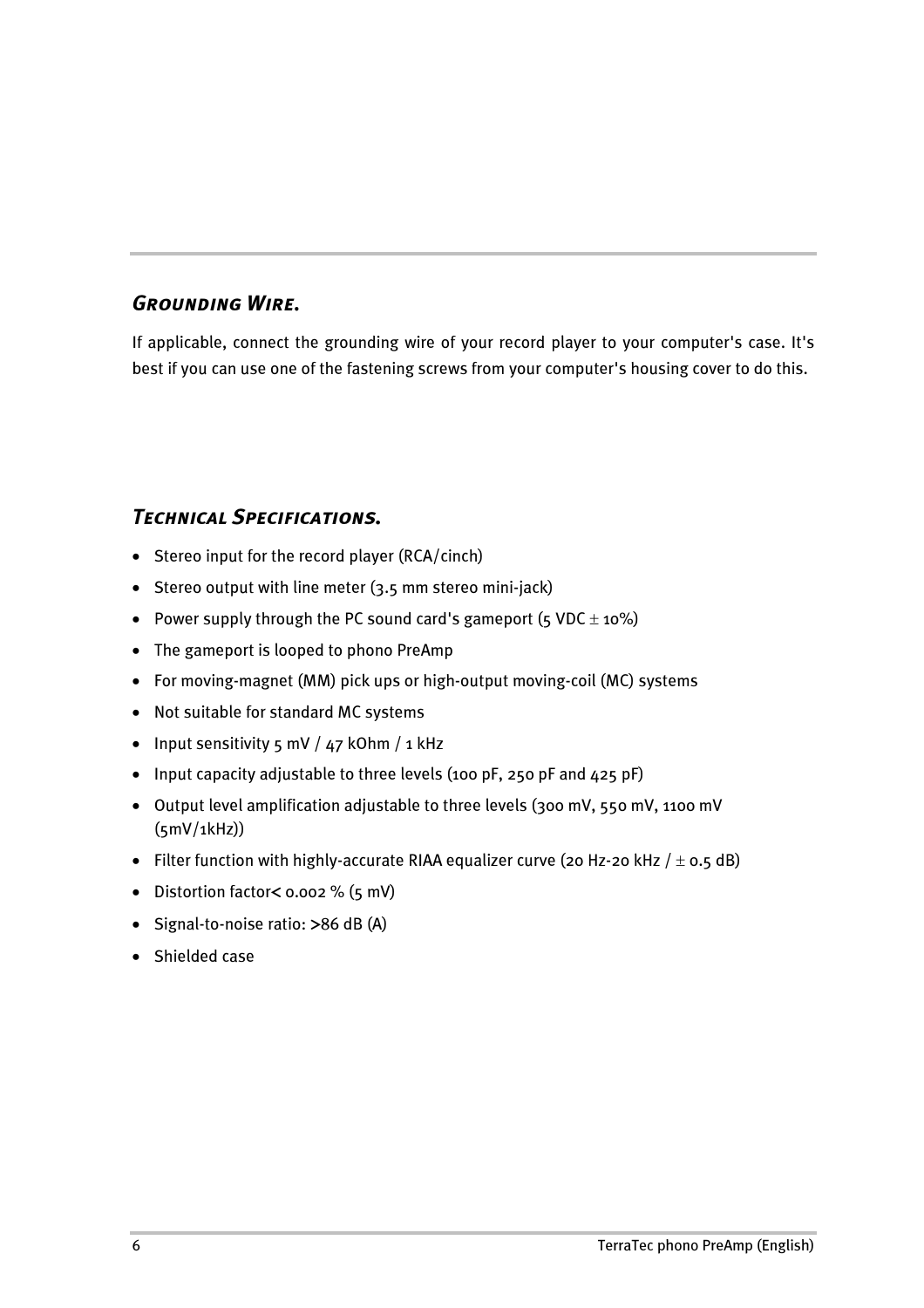## *Grounding Wire.*

If applicable, connect the grounding wire of your record player to your computer's case. It's best if you can use one of the fastening screws from your computer's housing cover to do this.

## *Technical Specifications.*

- Stereo input for the record player (RCA/cinch)
- Stereo output with line meter (3.5 mm stereo mini-jack)
- Power supply through the PC sound card's gameport (5 VDC $\pm$ 10%)
- The gameport is looped to phono PreAmp
- For moving-magnet (MM) pick ups or high-output moving-coil (MC) systems
- Not suitable for standard MC systems
- Input sensitivity 5 mV / 47 kOhm / 1 kHz
- Input capacity adjustable to three levels (100 pF, 250 pF and 425 pF)
- Output level amplification adjustable to three levels (300 mV, 550 mV, 1100 mV (5mV/1kHz))
- Filter function with highly-accurate RIAA equalizer curve (20 Hz-20 kHz / $\pm$ 0.5 dB)
- Distortion factor< 0.002 % (5 mV)
- Signal-to-noise ratio: >86 dB (A)
- Shielded case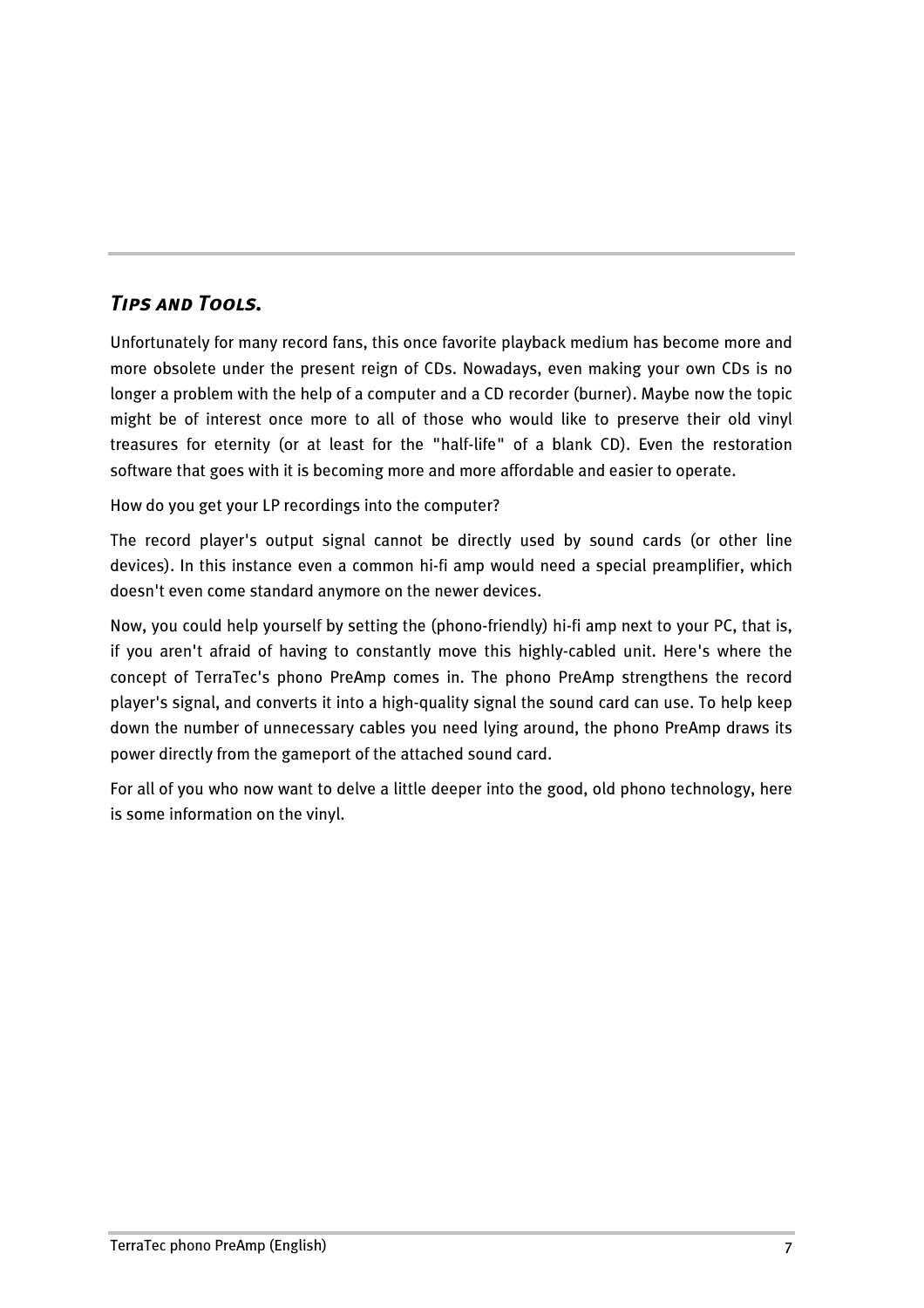## *Tips and Tools.*

Unfortunately for many record fans, this once favorite playback medium has become more and more obsolete under the present reign of CDs. Nowadays, even making your own CDs is no longer a problem with the help of a computer and a CD recorder (burner). Maybe now the topic might be of interest once more to all of those who would like to preserve their old vinyl treasures for eternity (or at least for the "half-life" of a blank CD). Even the restoration software that goes with it is becoming more and more affordable and easier to operate.

How do you get your LP recordings into the computer?

The record player's output signal cannot be directly used by sound cards (or other line devices). In this instance even a common hi-fi amp would need a special preamplifier, which doesn't even come standard anymore on the newer devices.

Now, you could help yourself by setting the (phono-friendly) hi-fi amp next to your PC, that is, if you aren't afraid of having to constantly move this highly-cabled unit. Here's where the concept of TerraTec's phono PreAmp comes in. The phono PreAmp strengthens the record player's signal, and converts it into a high-quality signal the sound card can use. To help keep down the number of unnecessary cables you need lying around, the phono PreAmp draws its power directly from the gameport of the attached sound card.

For all of you who now want to delve a little deeper into the good, old phono technology, here is some information on the vinyl.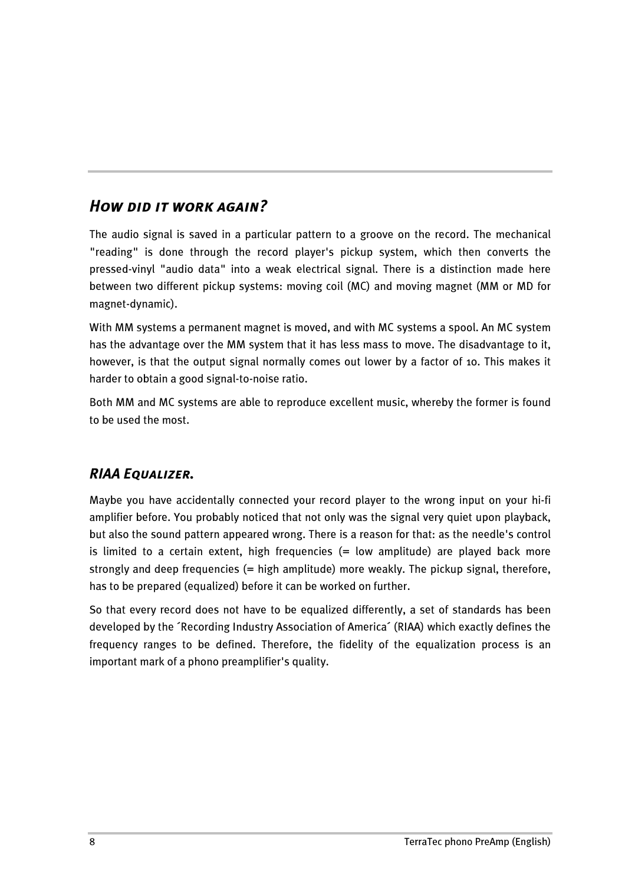## *How did it work again?*

The audio signal is saved in a particular pattern to a groove on the record. The mechanical "reading" is done through the record player's pickup system, which then converts the pressed-vinyl "audio data" into a weak electrical signal. There is a distinction made here between two different pickup systems: moving coil (MC) and moving magnet (MM or MD for magnet-dynamic).

With MM systems a permanent magnet is moved, and with MC systems a spool. An MC system has the advantage over the MM system that it has less mass to move. The disadvantage to it, however, is that the output signal normally comes out lower by a factor of 10. This makes it harder to obtain a good signal-to-noise ratio.

Both MM and MC systems are able to reproduce excellent music, whereby the former is found to be used the most.

## *RIAA Equalizer.*

Maybe you have accidentally connected your record player to the wrong input on your hi-fi amplifier before. You probably noticed that not only was the signal very quiet upon playback, but also the sound pattern appeared wrong. There is a reason for that: as the needle's control is limited to a certain extent, high frequencies (= low amplitude) are played back more strongly and deep frequencies (= high amplitude) more weakly. The pickup signal, therefore, has to be prepared (equalized) before it can be worked on further.

So that every record does not have to be equalized differently, a set of standards has been developed by the ´Recording Industry Association of America´ (RIAA) which exactly defines the frequency ranges to be defined. Therefore, the fidelity of the equalization process is an important mark of a phono preamplifier's quality.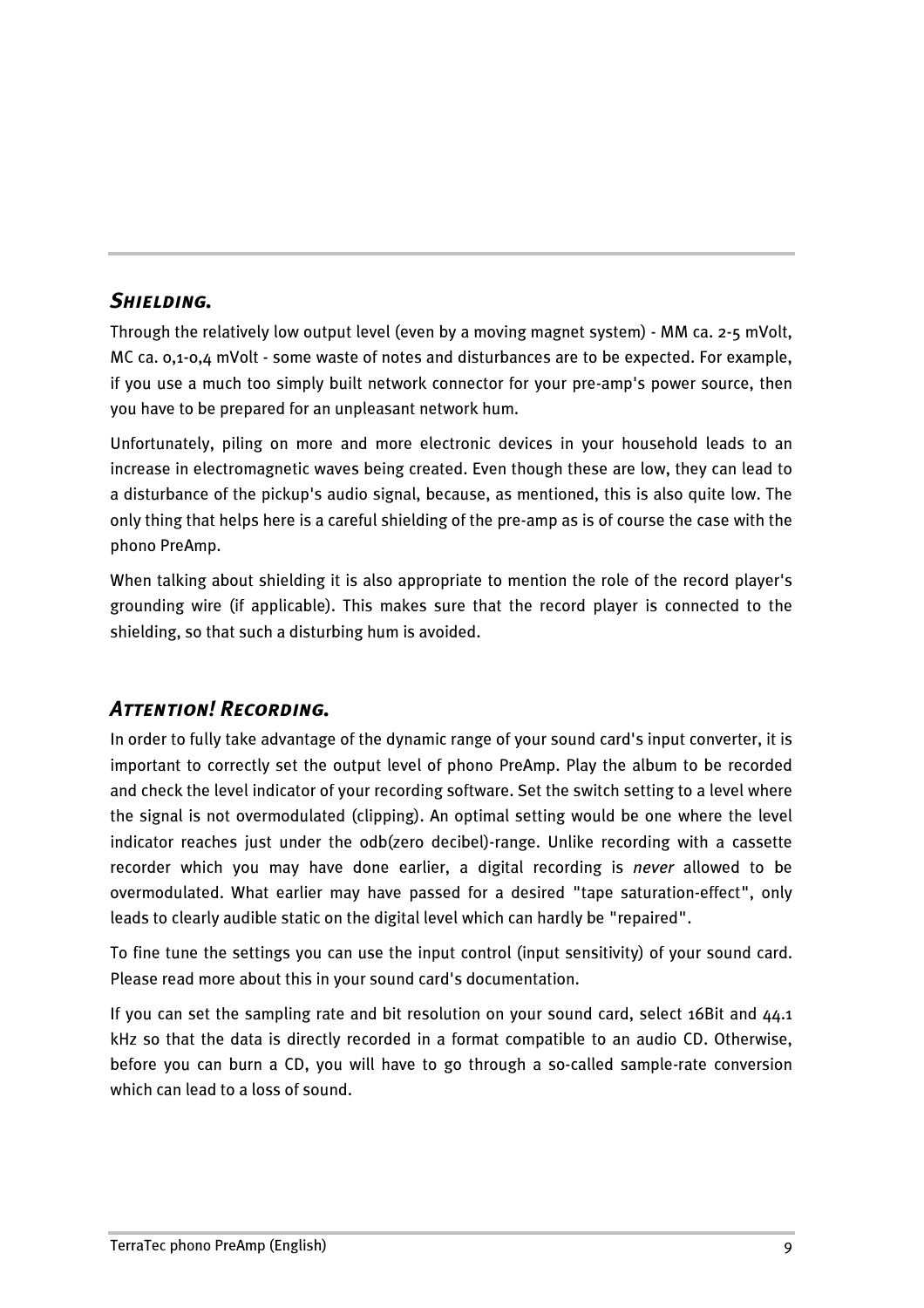## *Shielding.*

Through the relatively low output level (even by a moving magnet system) - MM ca. 2-5 mVolt, MC ca. 0,1-0,4 mVolt - some waste of notes and disturbances are to be expected. For example, if you use a much too simply built network connector for your pre-amp's power source, then you have to be prepared for an unpleasant network hum.

Unfortunately, piling on more and more electronic devices in your household leads to an increase in electromagnetic waves being created. Even though these are low, they can lead to a disturbance of the pickup's audio signal, because, as mentioned, this is also quite low. The only thing that helps here is a careful shielding of the pre-amp as is of course the case with the phono PreAmp.

When talking about shielding it is also appropriate to mention the role of the record player's grounding wire (if applicable). This makes sure that the record player is connected to the shielding, so that such a disturbing hum is avoided.

## *Attention! Recording.*

In order to fully take advantage of the dynamic range of your sound card's input converter, it is important to correctly set the output level of phono PreAmp. Play the album to be recorded and check the level indicator of your recording software. Set the switch setting to a level where the signal is not overmodulated (clipping). An optimal setting would be one where the level indicator reaches just under the odb(zero decibel)-range. Unlike recording with a cassette recorder which you may have done earlier, a digital recording is *never* allowed to be overmodulated. What earlier may have passed for a desired "tape saturation-effect", only leads to clearly audible static on the digital level which can hardly be "repaired".

To fine tune the settings you can use the input control (input sensitivity) of your sound card. Please read more about this in your sound card's documentation.

If you can set the sampling rate and bit resolution on your sound card, select 16Bit and 44.1 kHz so that the data is directly recorded in a format compatible to an audio CD. Otherwise, before you can burn a CD, you will have to go through a so-called sample-rate conversion which can lead to a loss of sound.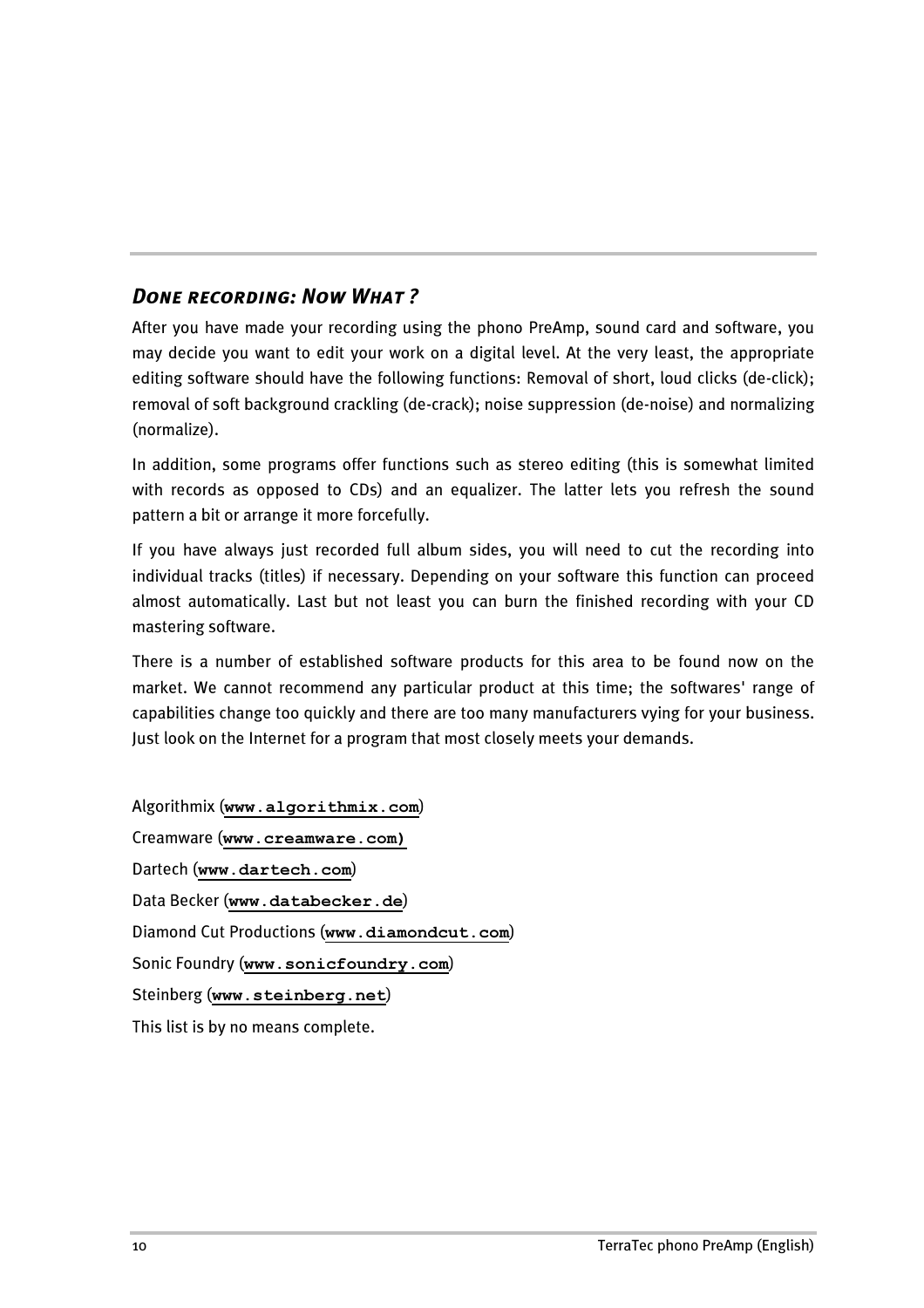## *Done recording: Now What ?*

After you have made your recording using the phono PreAmp, sound card and software, you may decide you want to edit your work on a digital level. At the very least, the appropriate editing software should have the following functions: Removal of short, loud clicks (de-click); removal of soft background crackling (de-crack); noise suppression (de-noise) and normalizing (normalize).

In addition, some programs offer functions such as stereo editing (this is somewhat limited with records as opposed to CDs) and an equalizer. The latter lets you refresh the sound pattern a bit or arrange it more forcefully.

If you have always just recorded full album sides, you will need to cut the recording into individual tracks (titles) if necessary. Depending on your software this function can proceed almost automatically. Last but not least you can burn the finished recording with your CD mastering software.

There is a number of established software products for this area to be found now on the market. We cannot recommend any particular product at this time; the softwares' range of capabilities change too quickly and there are too many manufacturers vying for your business. Just look on the Internet for a program that most closely meets your demands.

Algorithmix (**www.algorithmix.com**)

Creamware (**www.creamware.com)**

Dartech (**www.dartech.com**)

Data Becker (**www.databecker.de**)

Diamond Cut Productions (**www.diamondcut.com**)

Sonic Foundry (**www.sonicfoundry.com**)

Steinberg (**www.steinberg.net**)

This list is by no means complete.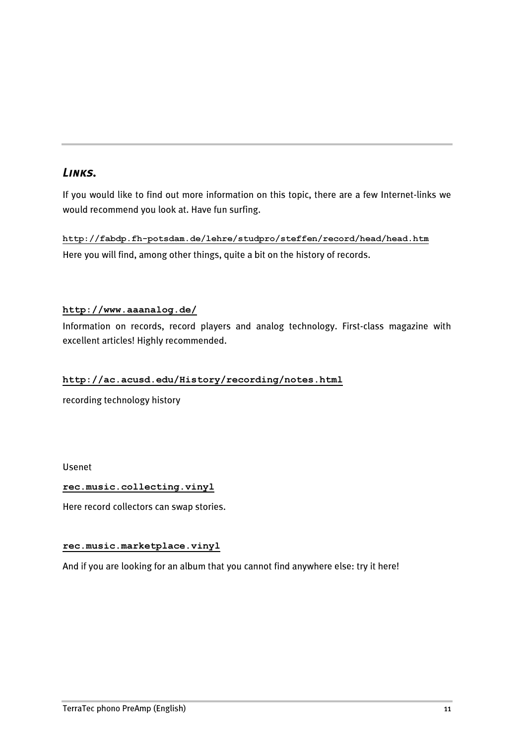## *Links.*

If you would like to find out more information on this topic, there are a few Internet-links we would recommend you look at. Have fun surfing.

**http://fabdp.fh-potsdam.de/lehre/studpro/steffen/record/head/head.htm**

Here you will find, among other things, quite a bit on the history of records.

**http://www.aaanalog.de/**

Information on records, record players and analog technology. First-class magazine with excellent articles! Highly recommended.

**http://ac.acusd.edu/History/recording/notes.html**

recording technology history

Usenet

**rec.music.collecting.vinyl**

Here record collectors can swap stories.

**rec.music.marketplace.vinyl**

And if you are looking for an album that you cannot find anywhere else: try it here!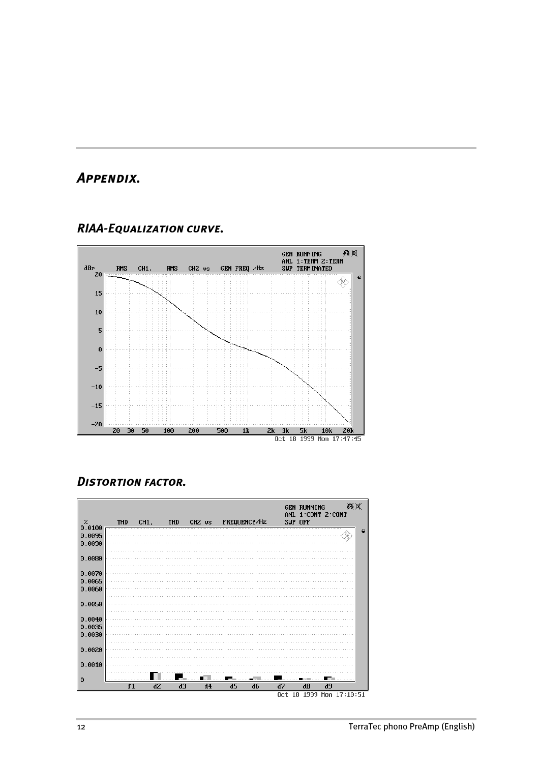## *Appendix.*

### *RIAA-Equalization curve.*

GEN RUNNING
ANL 1:TERM 2:TERM
dBr RMS CH1, RMS CH2 vs GEN FREQ /Hz SWP TERMINATED
20
15
10
5
0
-5
-10
-15
-20
20 30 50 100 200 500 1k 2k 3k 5k 10k 20k
Oct 18 1999 Mon 17:47:45

### *Distortion factor.*

GEN RUNNING
ANL 1:CONT 2:CONT
% THD CH1, THD CH2 vs FREQUENCY/Hz SWP OFF
0.0100
0.0095
0.0090
0.0080
0.0070
0.0065
0.0060
0.0050
0.0040
0.0035
0.0030
0.0020
0.0010
0
f1 d2 d3 d4 d5 d6 d7 d8 d9
Oct 18 1999 Mon 17:10:51